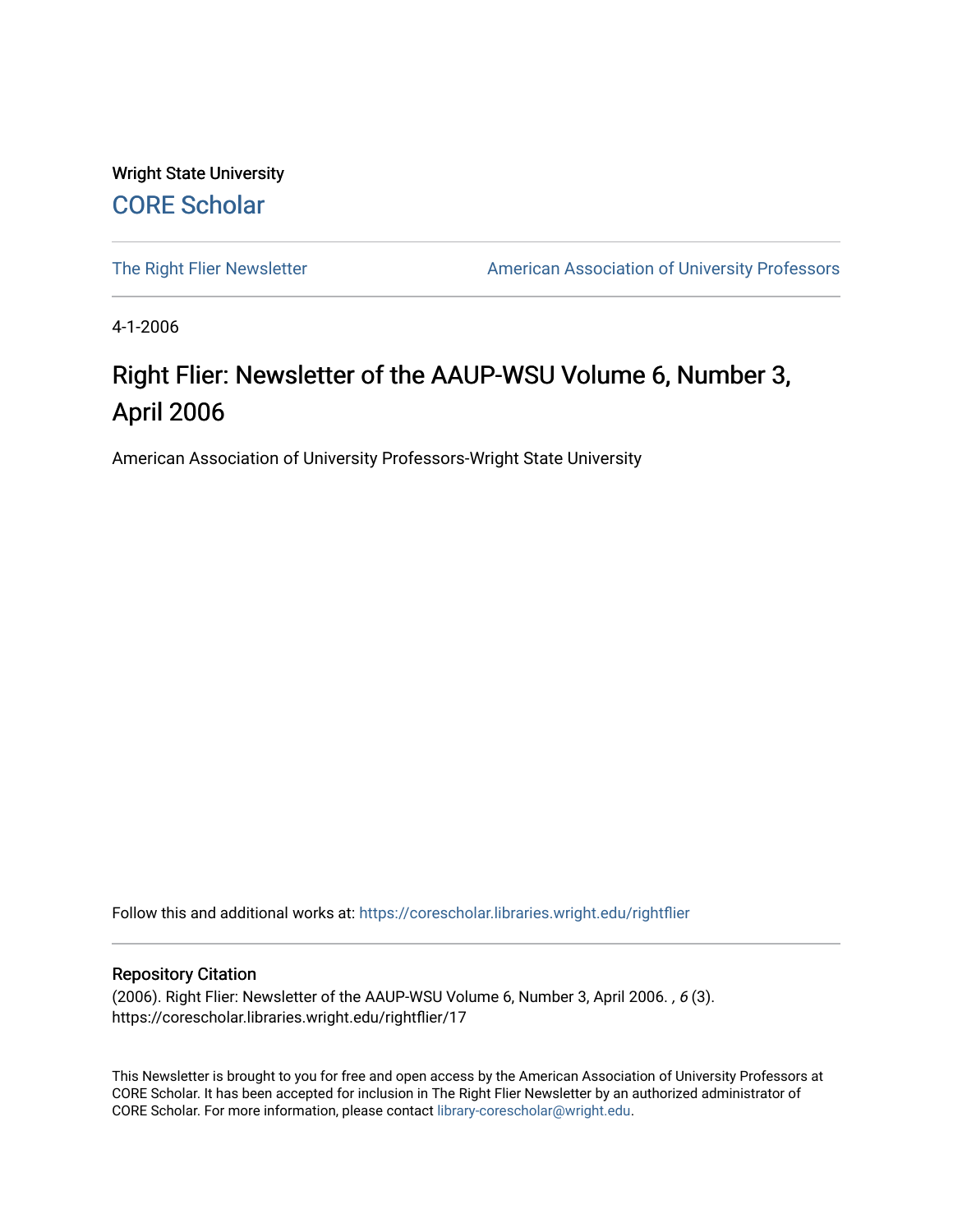Wright State University

CORE Scholar

The Right Flier Newsletter

American Association of University Professors

4-1-2006

# Right Flier: Newsletter of the AAUP-WSU Volume 6, Number 3, April 2006

American Association of University Professors-Wright State University

Follow this and additional works at: https://corescholar.libraries.wright.edu/rightflier

## Repository Citation

(2006). Right Flier: Newsletter of the AAUP-WSU Volume 6, Number 3, April 2006. , *6* (3). https://corescholar.libraries.wright.edu/rightflier/17

This Newsletter is brought to you for free and open access by the American Association of University Professors at CORE Scholar. It has been accepted for inclusion in The Right Flier Newsletter by an authorized administrator of CORE Scholar. For more information, please contact library-corescholar@wright.edu.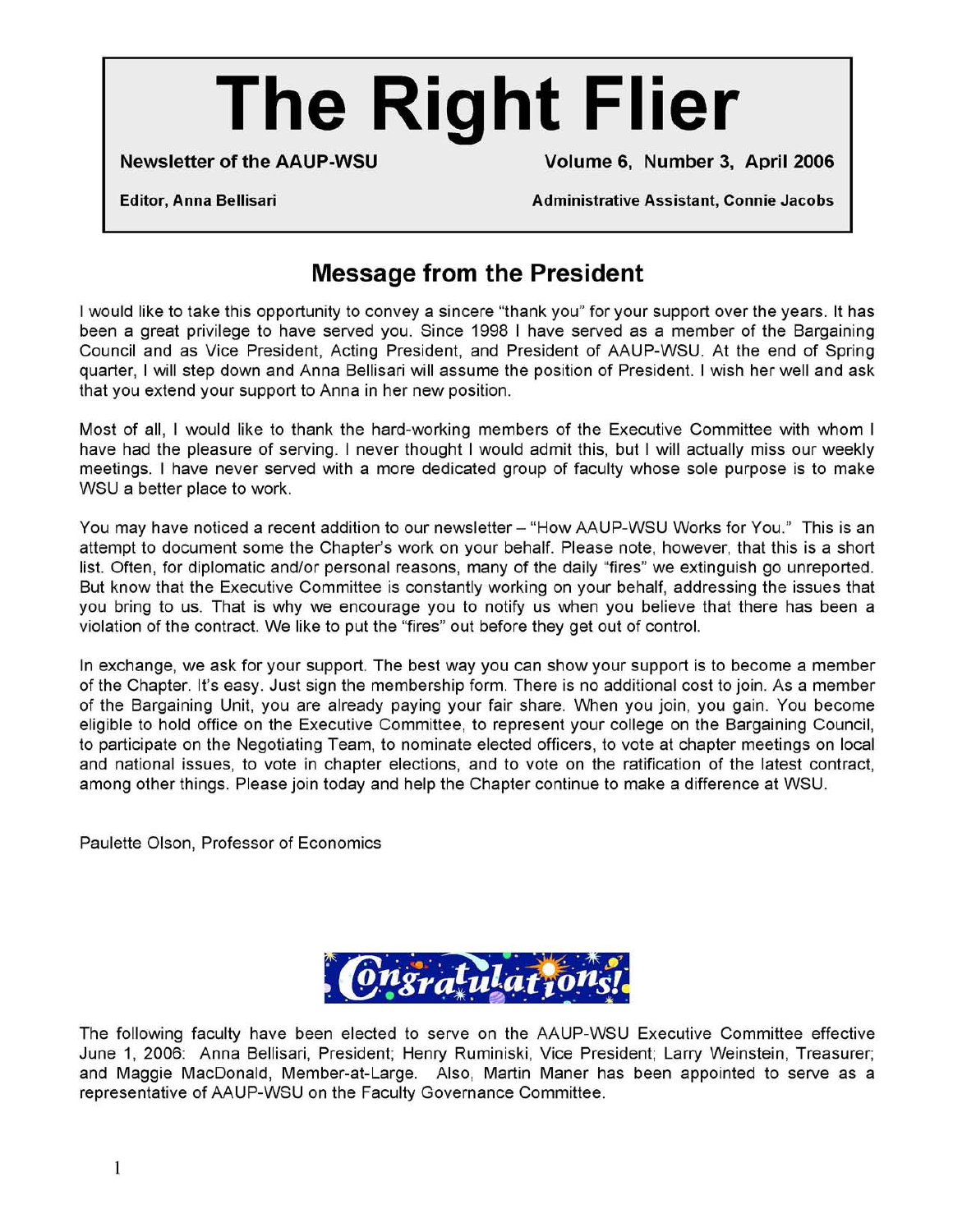# The Right Flier

**Newsletter of the AAUP-WSU** | **Volume 6, Number 3, April 2006**

**Editor, Anna Bellisari** | **Administrative Assistant, Connie Jacobs**

## Message from the President

I would like to take this opportunity to convey a sincere "thank you" for your support over the years. It has been a great privilege to have served you. Since 1998 I have served as a member of the Bargaining Council and as Vice President, Acting President, and President of AAUP-WSU. At the end of Spring quarter, I will step down and Anna Bellisari will assume the position of President. I wish her well and ask that you extend your support to Anna in her new position.

Most of all, I would like to thank the hard-working members of the Executive Committee with whom I have had the pleasure of serving. I never thought I would admit this, but I will actually miss our weekly meetings. I have never served with a more dedicated group of faculty whose sole purpose is to make WSU a better place to work.

You may have noticed a recent addition to our newsletter – "How AAUP-WSU Works for You." This is an attempt to document some the Chapter's work on your behalf. Please note, however, that this is a short list. Often, for diplomatic and/or personal reasons, many of the daily "fires" we extinguish go unreported. But know that the Executive Committee is constantly working on your behalf, addressing the issues that you bring to us. That is why we encourage you to notify us when you believe that there has been a violation of the contract. We like to put the "fires" out before they get out of control.

In exchange, we ask for your support. The best way you can show your support is to become a member of the Chapter. It's easy. Just sign the membership form. There is no additional cost to join. As a member of the Bargaining Unit, you are already paying your fair share. When you join, you gain. You become eligible to hold office on the Executive Committee, to represent your college on the Bargaining Council, to participate on the Negotiating Team, to nominate elected officers, to vote at chapter meetings on local and national issues, to vote in chapter elections, and to vote on the ratification of the latest contract, among other things. Please join today and help the Chapter continue to make a difference at WSU.

Paulette Olson, Professor of Economics

**Congratulations!**

The following faculty have been elected to serve on the AAUP-WSU Executive Committee effective June 1, 2006: Anna Bellisari, President; Henry Ruminiski, Vice President; Larry Weinstein, Treasurer; and Maggie MacDonald, Member-at-Large. Also, Martin Maner has been appointed to serve as a representative of AAUP-WSU on the Faculty Governance Committee.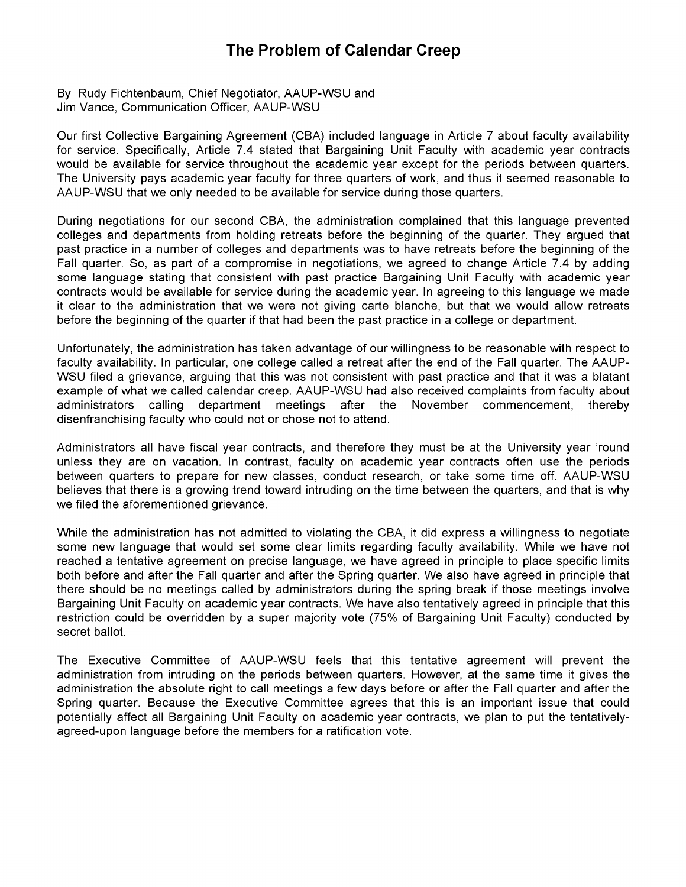# The Problem of Calendar Creep

By Rudy Fichtenbaum, Chief Negotiator, AAUP-WSU and
Jim Vance, Communication Officer, AAUP-WSU

Our first Collective Bargaining Agreement (CBA) included language in Article 7 about faculty availability for service. Specifically, Article 7.4 stated that Bargaining Unit Faculty with academic year contracts would be available for service throughout the academic year except for the periods between quarters. The University pays academic year faculty for three quarters of work, and thus it seemed reasonable to AAUP-WSU that we only needed to be available for service during those quarters.

During negotiations for our second CBA, the administration complained that this language prevented colleges and departments from holding retreats before the beginning of the quarter. They argued that past practice in a number of colleges and departments was to have retreats before the beginning of the Fall quarter. So, as part of a compromise in negotiations, we agreed to change Article 7.4 by adding some language stating that consistent with past practice Bargaining Unit Faculty with academic year contracts would be available for service during the academic year. In agreeing to this language we made it clear to the administration that we were not giving carte blanche, but that we would allow retreats before the beginning of the quarter if that had been the past practice in a college or department.

Unfortunately, the administration has taken advantage of our willingness to be reasonable with respect to faculty availability. In particular, one college called a retreat after the end of the Fall quarter. The AAUP-WSU filed a grievance, arguing that this was not consistent with past practice and that it was a blatant example of what we called calendar creep. AAUP-WSU had also received complaints from faculty about administrators calling department meetings after the November commencement, thereby disenfranchising faculty who could not or chose not to attend.

Administrators all have fiscal year contracts, and therefore they must be at the University year 'round unless they are on vacation. In contrast, faculty on academic year contracts often use the periods between quarters to prepare for new classes, conduct research, or take some time off. AAUP-WSU believes that there is a growing trend toward intruding on the time between the quarters, and that is why we filed the aforementioned grievance.

While the administration has not admitted to violating the CBA, it did express a willingness to negotiate some new language that would set some clear limits regarding faculty availability. While we have not reached a tentative agreement on precise language, we have agreed in principle to place specific limits both before and after the Fall quarter and after the Spring quarter. We also have agreed in principle that there should be no meetings called by administrators during the spring break if those meetings involve Bargaining Unit Faculty on academic year contracts. We have also tentatively agreed in principle that this restriction could be overridden by a super majority vote (75% of Bargaining Unit Faculty) conducted by secret ballot.

The Executive Committee of AAUP-WSU feels that this tentative agreement will prevent the administration from intruding on the periods between quarters. However, at the same time it gives the administration the absolute right to call meetings a few days before or after the Fall quarter and after the Spring quarter. Because the Executive Committee agrees that this is an important issue that could potentially affect all Bargaining Unit Faculty on academic year contracts, we plan to put the tentatively-agreed-upon language before the members for a ratification vote.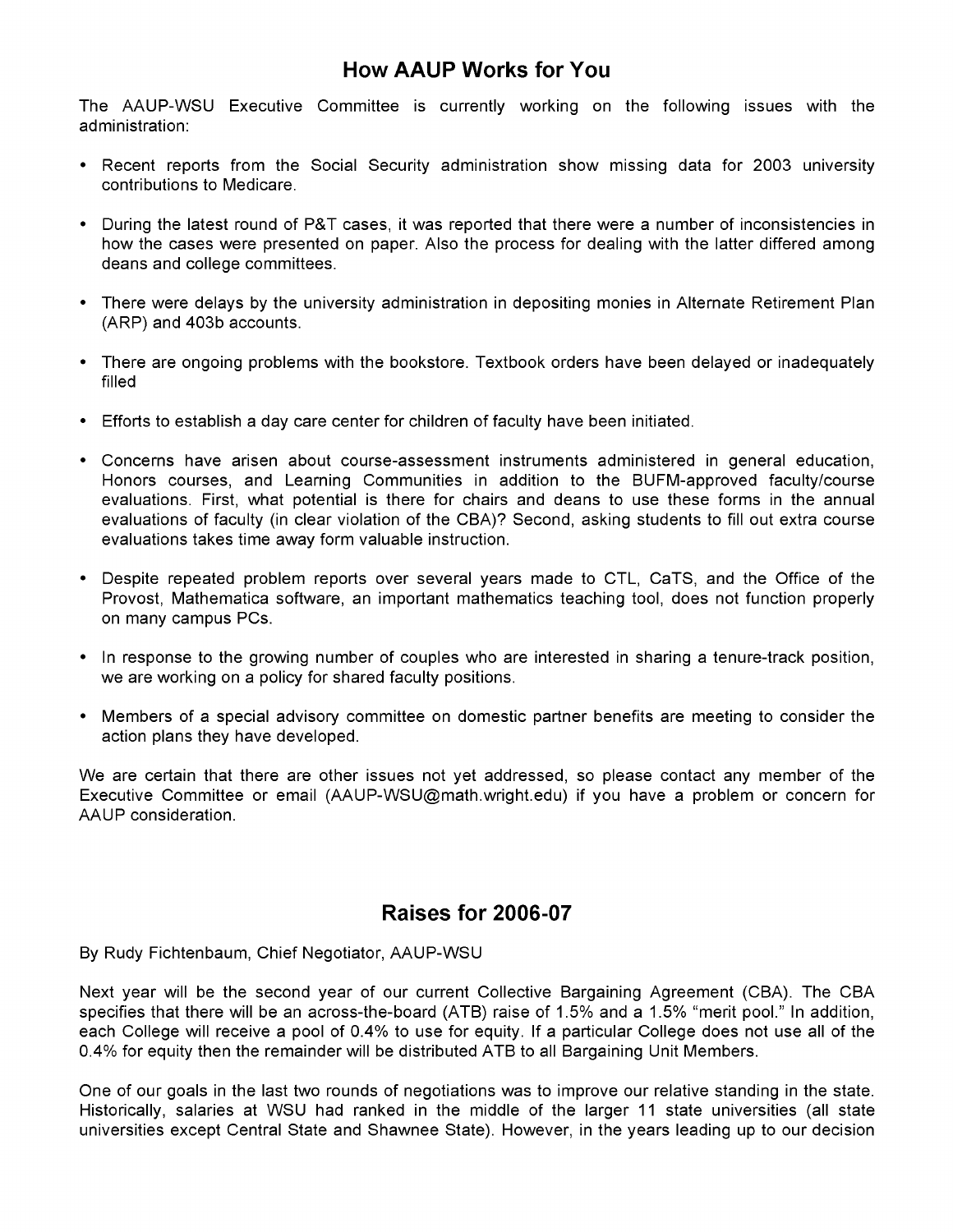## How AAUP Works for You

The AAUP-WSU Executive Committee is currently working on the following issues with the administration:

- Recent reports from the Social Security administration show missing data for 2003 university contributions to Medicare.
- During the latest round of P&T cases, it was reported that there were a number of inconsistencies in how the cases were presented on paper. Also the process for dealing with the latter differed among deans and college committees.
- There were delays by the university administration in depositing monies in Alternate Retirement Plan (ARP) and 403b accounts.
- There are ongoing problems with the bookstore. Textbook orders have been delayed or inadequately filled
- Efforts to establish a day care center for children of faculty have been initiated.
- Concerns have arisen about course-assessment instruments administered in general education, Honors courses, and Learning Communities in addition to the BUFM-approved faculty/course evaluations. First, what potential is there for chairs and deans to use these forms in the annual evaluations of faculty (in clear violation of the CBA)? Second, asking students to fill out extra course evaluations takes time away form valuable instruction.
- Despite repeated problem reports over several years made to CTL, CaTS, and the Office of the Provost, Mathematica software, an important mathematics teaching tool, does not function properly on many campus PCs.
- In response to the growing number of couples who are interested in sharing a tenure-track position, we are working on a policy for shared faculty positions.
- Members of a special advisory committee on domestic partner benefits are meeting to consider the action plans they have developed.

We are certain that there are other issues not yet addressed, so please contact any member of the Executive Committee or email (AAUP-WSU@math.wright.edu) if you have a problem or concern for AAUP consideration.

## Raises for 2006-07

By Rudy Fichtenbaum, Chief Negotiator, AAUP-WSU

Next year will be the second year of our current Collective Bargaining Agreement (CBA). The CBA specifies that there will be an across-the-board (ATB) raise of 1.5% and a 1.5% "merit pool." In addition, each College will receive a pool of 0.4% to use for equity. If a particular College does not use all of the 0.4% for equity then the remainder will be distributed ATB to all Bargaining Unit Members.

One of our goals in the last two rounds of negotiations was to improve our relative standing in the state. Historically, salaries at WSU had ranked in the middle of the larger 11 state universities (all state universities except Central State and Shawnee State). However, in the years leading up to our decision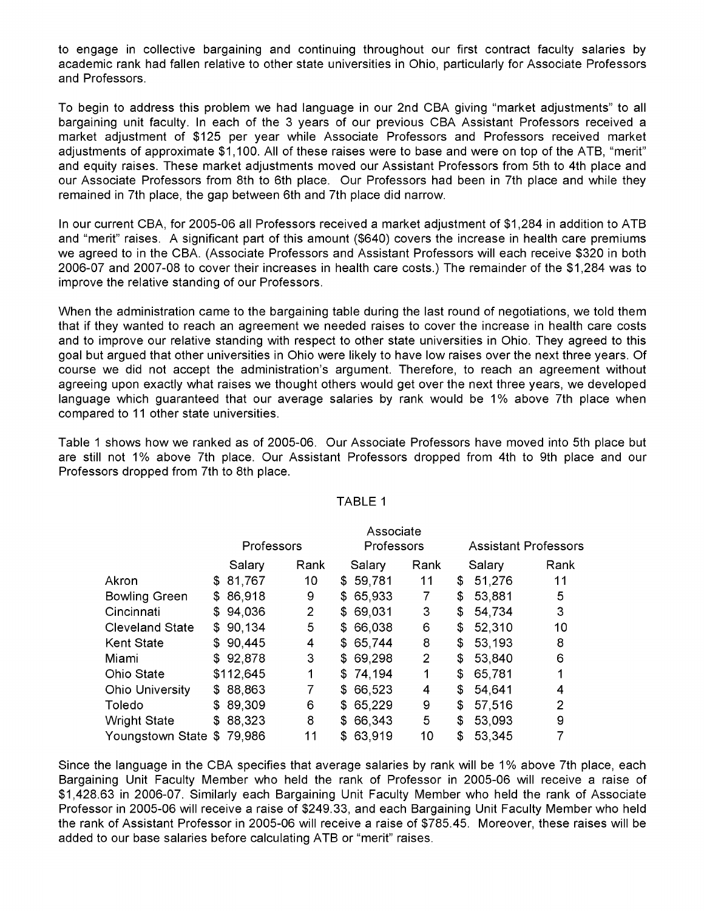to engage in collective bargaining and continuing throughout our first contract faculty salaries by academic rank had fallen relative to other state universities in Ohio, particularly for Associate Professors and Professors.

To begin to address this problem we had language in our 2nd CBA giving "market adjustments" to all bargaining unit faculty. In each of the 3 years of our previous CBA Assistant Professors received a market adjustment of $125 per year while Associate Professors and Professors received market adjustments of approximate $1,100. All of these raises were to base and were on top of the ATB, "merit" and equity raises. These market adjustments moved our Assistant Professors from 5th to 4th place and our Associate Professors from 8th to 6th place. Our Professors had been in 7th place and while they remained in 7th place, the gap between 6th and 7th place did narrow.

In our current CBA, for 2005-06 all Professors received a market adjustment of $1,284 in addition to ATB and "merit" raises. A significant part of this amount ($640) covers the increase in health care premiums we agreed to in the CBA. (Associate Professors and Assistant Professors will each receive $320 in both 2006-07 and 2007-08 to cover their increases in health care costs.) The remainder of the $1,284 was to improve the relative standing of our Professors.

When the administration came to the bargaining table during the last round of negotiations, we told them that if they wanted to reach an agreement we needed raises to cover the increase in health care costs and to improve our relative standing with respect to other state universities in Ohio. They agreed to this goal but argued that other universities in Ohio were likely to have low raises over the next three years. Of course we did not accept the administration's argument. Therefore, to reach an agreement without agreeing upon exactly what raises we thought others would get over the next three years, we developed language which guaranteed that our average salaries by rank would be 1% above 7th place when compared to 11 other state universities.

Table 1 shows how we ranked as of 2005-06. Our Associate Professors have moved into 5th place but are still not 1% above 7th place. Our Assistant Professors dropped from 4th to 9th place and our Professors dropped from 7th to 8th place.

TABLE 1

| | Professors | | Associate Professors | | Assistant Professors | |
|---|---|---|---|---|---|---|
| | Salary | Rank | Salary | Rank | Salary | Rank |
| Akron | $ 81,767 | 10 | $ 59,781 | 11 | $ 51,276 | 11 |
| Bowling Green | $ 86,918 | 9 | $ 65,933 | 7 | $ 53,881 | 5 |
| Cincinnati | $ 94,036 | 2 | $ 69,031 | 3 | $ 54,734 | 3 |
| Cleveland State | $ 90,134 | 5 | $ 66,038 | 6 | $ 52,310 | 10 |
| Kent State | $ 90,445 | 4 | $ 65,744 | 8 | $ 53,193 | 8 |
| Miami | $ 92,878 | 3 | $ 69,298 | 2 | $ 53,840 | 6 |
| Ohio State | $112,645 | 1 | $ 74,194 | 1 | $ 65,781 | 1 |
| Ohio University | $ 88,863 | 7 | $ 66,523 | 4 | $ 54,641 | 4 |
| Toledo | $ 89,309 | 6 | $ 65,229 | 9 | $ 57,516 | 2 |
| Wright State | $ 88,323 | 8 | $ 66,343 | 5 | $ 53,093 | 9 |
| Youngstown State | $ 79,986 | 11 | $ 63,919 | 10 | $ 53,345 | 7 |

Since the language in the CBA specifies that average salaries by rank will be 1% above 7th place, each Bargaining Unit Faculty Member who held the rank of Professor in 2005-06 will receive a raise of $1,428.63 in 2006-07. Similarly each Bargaining Unit Faculty Member who held the rank of Associate Professor in 2005-06 will receive a raise of $249.33, and each Bargaining Unit Faculty Member who held the rank of Assistant Professor in 2005-06 will receive a raise of $785.45. Moreover, these raises will be added to our base salaries before calculating ATB or "merit" raises.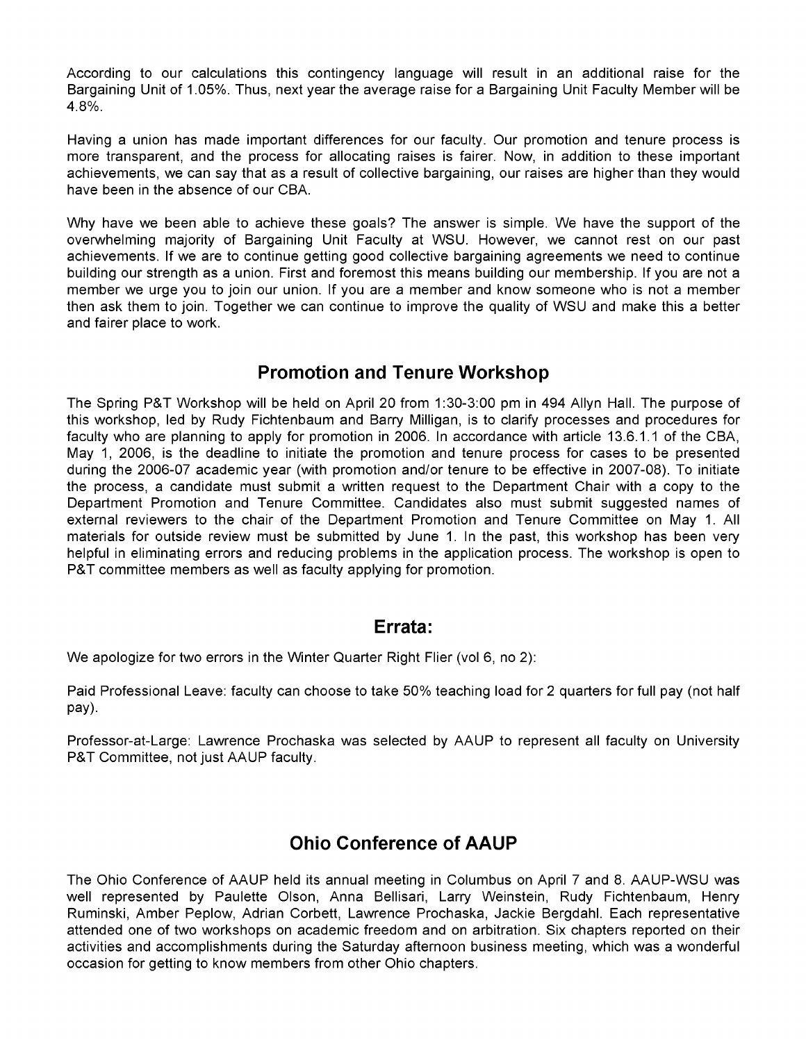According to our calculations this contingency language will result in an additional raise for the Bargaining Unit of 1.05%. Thus, next year the average raise for a Bargaining Unit Faculty Member will be 4.8%.

Having a union has made important differences for our faculty. Our promotion and tenure process is more transparent, and the process for allocating raises is fairer. Now, in addition to these important achievements, we can say that as a result of collective bargaining, our raises are higher than they would have been in the absence of our CBA.

Why have we been able to achieve these goals? The answer is simple. We have the support of the overwhelming majority of Bargaining Unit Faculty at WSU. However, we cannot rest on our past achievements. If we are to continue getting good collective bargaining agreements we need to continue building our strength as a union. First and foremost this means building our membership. If you are not a member we urge you to join our union. If you are a member and know someone who is not a member then ask them to join. Together we can continue to improve the quality of WSU and make this a better and fairer place to work.

## Promotion and Tenure Workshop

The Spring P&T Workshop will be held on April 20 from 1:30-3:00 pm in 494 Allyn Hall. The purpose of this workshop, led by Rudy Fichtenbaum and Barry Milligan, is to clarify processes and procedures for faculty who are planning to apply for promotion in 2006. In accordance with article 13.6.1.1 of the CBA, May 1, 2006, is the deadline to initiate the promotion and tenure process for cases to be presented during the 2006-07 academic year (with promotion and/or tenure to be effective in 2007-08). To initiate the process, a candidate must submit a written request to the Department Chair with a copy to the Department Promotion and Tenure Committee. Candidates also must submit suggested names of external reviewers to the chair of the Department Promotion and Tenure Committee on May 1. All materials for outside review must be submitted by June 1. In the past, this workshop has been very helpful in eliminating errors and reducing problems in the application process. The workshop is open to P&T committee members as well as faculty applying for promotion.

## Errata:

We apologize for two errors in the Winter Quarter Right Flier (vol 6, no 2):

Paid Professional Leave: faculty can choose to take 50% teaching load for 2 quarters for full pay (not half pay).

Professor-at-Large: Lawrence Prochaska was selected by AAUP to represent all faculty on University P&T Committee, not just AAUP faculty.

## Ohio Conference of AAUP

The Ohio Conference of AAUP held its annual meeting in Columbus on April 7 and 8. AAUP-WSU was well represented by Paulette Olson, Anna Bellisari, Larry Weinstein, Rudy Fichtenbaum, Henry Ruminski, Amber Peplow, Adrian Corbett, Lawrence Prochaska, Jackie Bergdahl. Each representative attended one of two workshops on academic freedom and on arbitration. Six chapters reported on their activities and accomplishments during the Saturday afternoon business meeting, which was a wonderful occasion for getting to know members from other Ohio chapters.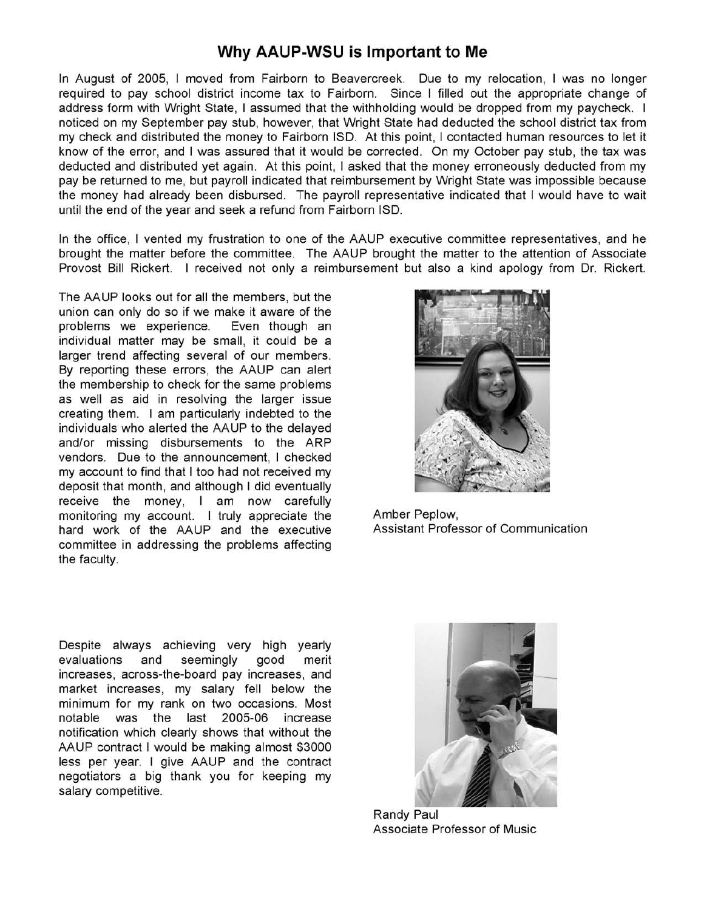## Why AAUP-WSU is Important to Me

In August of 2005, I moved from Fairborn to Beavercreek. Due to my relocation, I was no longer required to pay school district income tax to Fairborn. Since I filled out the appropriate change of address form with Wright State, I assumed that the withholding would be dropped from my paycheck. I noticed on my September pay stub, however, that Wright State had deducted the school district tax from my check and distributed the money to Fairborn ISD. At this point, I contacted human resources to let it know of the error, and I was assured that it would be corrected. On my October pay stub, the tax was deducted and distributed yet again. At this point, I asked that the money erroneously deducted from my pay be returned to me, but payroll indicated that reimbursement by Wright State was impossible because the money had already been disbursed. The payroll representative indicated that I would have to wait until the end of the year and seek a refund from Fairborn ISD.

In the office, I vented my frustration to one of the AAUP executive committee representatives, and he brought the matter before the committee. The AAUP brought the matter to the attention of Associate Provost Bill Rickert. I received not only a reimbursement but also a kind apology from Dr. Rickert.

The AAUP looks out for all the members, but the union can only do so if we make it aware of the problems we experience. Even though an individual matter may be small, it could be a larger trend affecting several of our members. By reporting these errors, the AAUP can alert the membership to check for the same problems as well as aid in resolving the larger issue creating them. I am particularly indebted to the individuals who alerted the AAUP to the delayed and/or missing disbursements to the ARP vendors. Due to the announcement, I checked my account to find that I too had not received my deposit that month, and although I did eventually receive the money, I am now carefully monitoring my account. I truly appreciate the hard work of the AAUP and the executive committee in addressing the problems affecting the faculty.

Amber Peplow,
Assistant Professor of Communication

Despite always achieving very high yearly evaluations and seemingly good merit increases, across-the-board pay increases, and market increases, my salary fell below the minimum for my rank on two occasions. Most notable was the last 2005-06 increase notification which clearly shows that without the AAUP contract I would be making almost $3000 less per year. I give AAUP and the contract negotiators a big thank you for keeping my salary competitive.

Randy Paul
Associate Professor of Music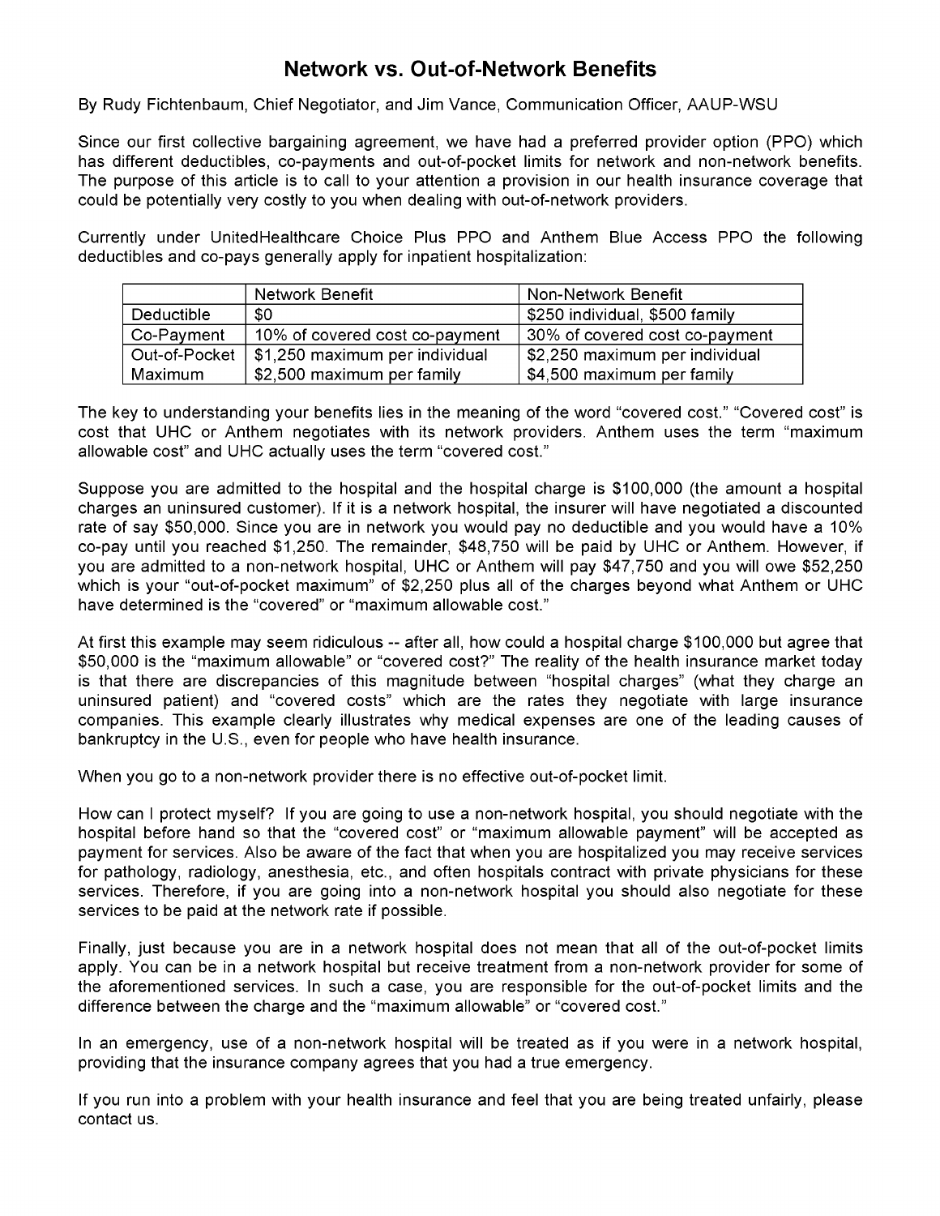# Network vs. Out-of-Network Benefits

By Rudy Fichtenbaum, Chief Negotiator, and Jim Vance, Communication Officer, AAUP-WSU

Since our first collective bargaining agreement, we have had a preferred provider option (PPO) which has different deductibles, co-payments and out-of-pocket limits for network and non-network benefits. The purpose of this article is to call to your attention a provision in our health insurance coverage that could be potentially very costly to you when dealing with out-of-network providers.

Currently under UnitedHealthcare Choice Plus PPO and Anthem Blue Access PPO the following deductibles and co-pays generally apply for inpatient hospitalization:

| | Network Benefit | Non-Network Benefit |
|---|---|---|
| Deductible | $0 | $250 individual, $500 family |
| Co-Payment | 10% of covered cost co-payment | 30% of covered cost co-payment |
| Out-of-Pocket Maximum | $1,250 maximum per individual<br>$2,500 maximum per family | $2,250 maximum per individual<br>$4,500 maximum per family |

The key to understanding your benefits lies in the meaning of the word "covered cost." "Covered cost" is cost that UHC or Anthem negotiates with its network providers. Anthem uses the term "maximum allowable cost" and UHC actually uses the term "covered cost."

Suppose you are admitted to the hospital and the hospital charge is $100,000 (the amount a hospital charges an uninsured customer). If it is a network hospital, the insurer will have negotiated a discounted rate of say $50,000. Since you are in network you would pay no deductible and you would have a 10% co-pay until you reached $1,250. The remainder, $48,750 will be paid by UHC or Anthem. However, if you are admitted to a non-network hospital, UHC or Anthem will pay $47,750 and you will owe $52,250 which is your "out-of-pocket maximum" of $2,250 plus all of the charges beyond what Anthem or UHC have determined is the "covered" or "maximum allowable cost."

At first this example may seem ridiculous -- after all, how could a hospital charge $100,000 but agree that $50,000 is the "maximum allowable" or "covered cost?" The reality of the health insurance market today is that there are discrepancies of this magnitude between "hospital charges" (what they charge an uninsured patient) and "covered costs" which are the rates they negotiate with large insurance companies. This example clearly illustrates why medical expenses are one of the leading causes of bankruptcy in the U.S., even for people who have health insurance.

When you go to a non-network provider there is no effective out-of-pocket limit.

How can I protect myself? If you are going to use a non-network hospital, you should negotiate with the hospital before hand so that the "covered cost" or "maximum allowable payment" will be accepted as payment for services. Also be aware of the fact that when you are hospitalized you may receive services for pathology, radiology, anesthesia, etc., and often hospitals contract with private physicians for these services. Therefore, if you are going into a non-network hospital you should also negotiate for these services to be paid at the network rate if possible.

Finally, just because you are in a network hospital does not mean that all of the out-of-pocket limits apply. You can be in a network hospital but receive treatment from a non-network provider for some of the aforementioned services. In such a case, you are responsible for the out-of-pocket limits and the difference between the charge and the "maximum allowable" or "covered cost."

In an emergency, use of a non-network hospital will be treated as if you were in a network hospital, providing that the insurance company agrees that you had a true emergency.

If you run into a problem with your health insurance and feel that you are being treated unfairly, please contact us.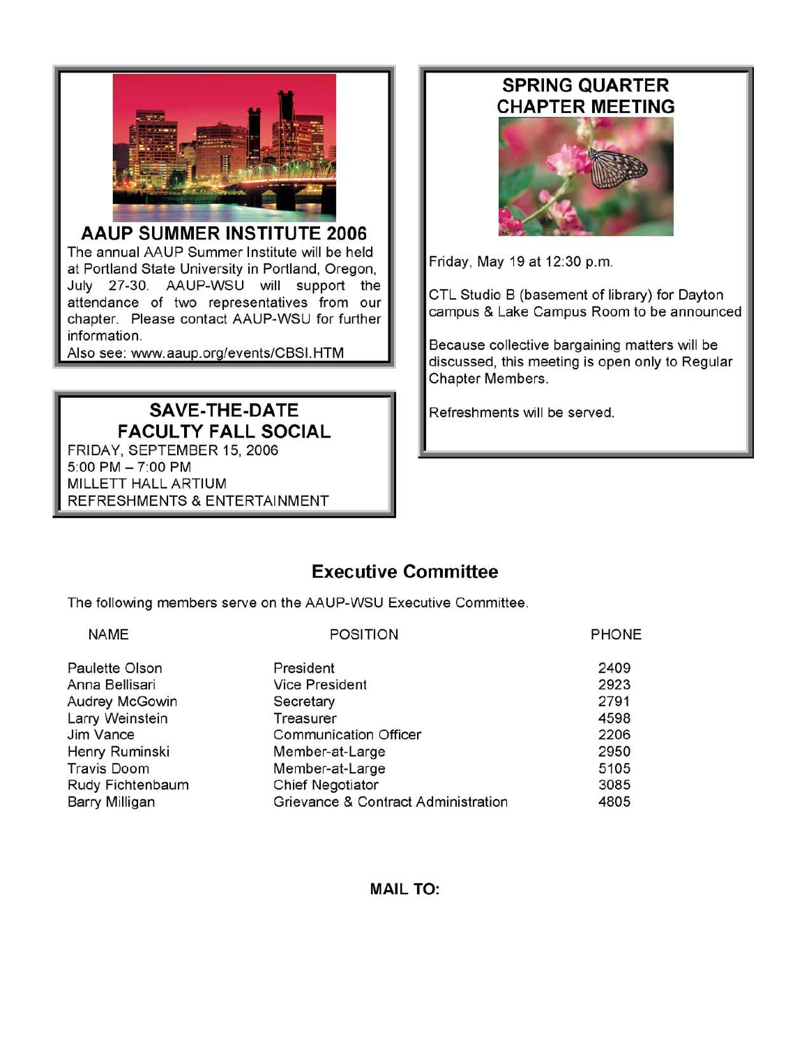## AAUP SUMMER INSTITUTE 2006

The annual AAUP Summer Institute will be held at Portland State University in Portland, Oregon, July 27-30. AAUP-WSU will support the attendance of two representatives from our chapter. Please contact AAUP-WSU for further information.

Also see: www.aaup.org/events/CBSI.HTM

## SAVE-THE-DATE FACULTY FALL SOCIAL

FRIDAY, SEPTEMBER 15, 2006
5:00 PM – 7:00 PM
MILLETT HALL ARTIUM
REFRESHMENTS & ENTERTAINMENT

## SPRING QUARTER CHAPTER MEETING

Friday, May 19 at 12:30 p.m.

CTL Studio B (basement of library) for Dayton campus & Lake Campus Room to be announced

Because collective bargaining matters will be discussed, this meeting is open only to Regular Chapter Members.

Refreshments will be served.

## Executive Committee

The following members serve on the AAUP-WSU Executive Committee.

| NAME | POSITION | PHONE |
|---|---|---|
| Paulette Olson | President | 2409 |
| Anna Bellisari | Vice President | 2923 |
| Audrey McGowin | Secretary | 2791 |
| Larry Weinstein | Treasurer | 4598 |
| Jim Vance | Communication Officer | 2206 |
| Henry Ruminski | Member-at-Large | 2950 |
| Travis Doom | Member-at-Large | 5105 |
| Rudy Fichtenbaum | Chief Negotiator | 3085 |
| Barry Milligan | Grievance & Contract Administration | 4805 |

**MAIL TO:**